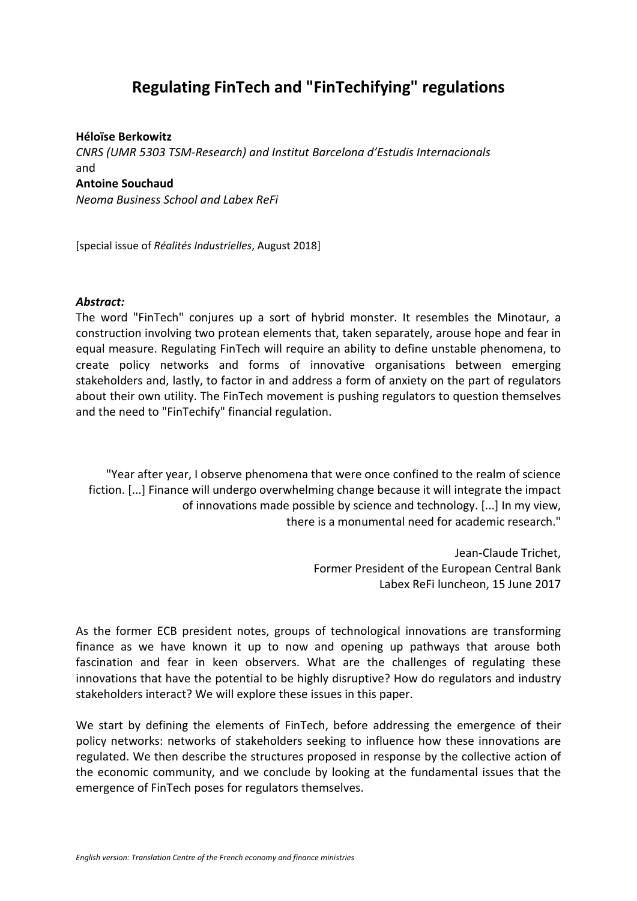# Regulating FinTech and "FinTechifying" regulations

**Héloïse Berkowitz**
*CNRS (UMR 5303 TSM-Research) and Institut Barcelona d'Estudis Internacionals*
and
**Antoine Souchaud**
*Neoma Business School and Labex ReFi*

[special issue of *Réalités Industrielles*, August 2018]

***Abstract:***
The word "FinTech" conjures up a sort of hybrid monster. It resembles the Minotaur, a construction involving two protean elements that, taken separately, arouse hope and fear in equal measure. Regulating FinTech will require an ability to define unstable phenomena, to create policy networks and forms of innovative organisations between emerging stakeholders and, lastly, to factor in and address a form of anxiety on the part of regulators about their own utility. The FinTech movement is pushing regulators to question themselves and the need to "FinTechify" financial regulation.

> "Year after year, I observe phenomena that were once confined to the realm of science fiction. [...] Finance will undergo overwhelming change because it will integrate the impact of innovations made possible by science and technology. [...] In my view, there is a monumental need for academic research."
>
> Jean-Claude Trichet,
> Former President of the European Central Bank
> Labex ReFi luncheon, 15 June 2017

As the former ECB president notes, groups of technological innovations are transforming finance as we have known it up to now and opening up pathways that arouse both fascination and fear in keen observers. What are the challenges of regulating these innovations that have the potential to be highly disruptive? How do regulators and industry stakeholders interact? We will explore these issues in this paper.

We start by defining the elements of FinTech, before addressing the emergence of their policy networks: networks of stakeholders seeking to influence how these innovations are regulated. We then describe the structures proposed in response by the collective action of the economic community, and we conclude by looking at the fundamental issues that the emergence of FinTech poses for regulators themselves.

*English version: Translation Centre of the French economy and finance ministries*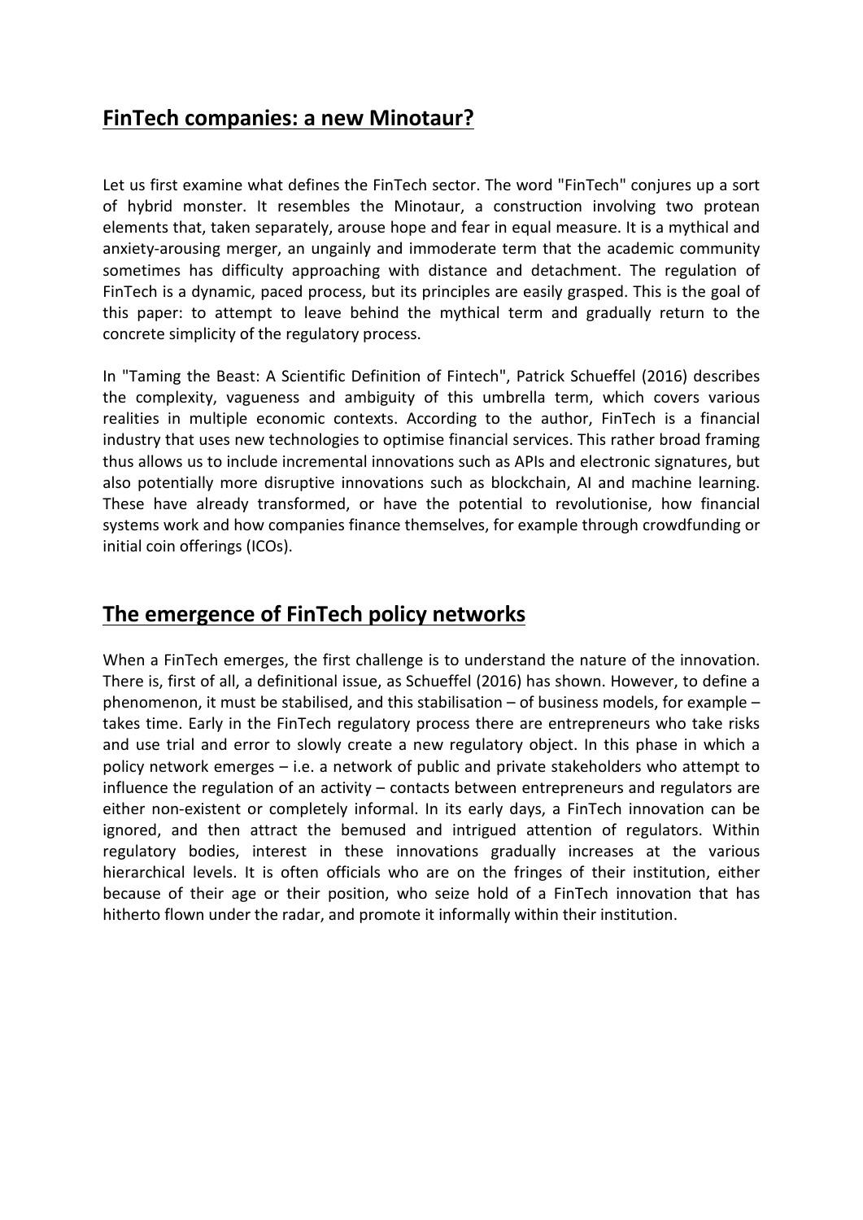## FinTech companies: a new Minotaur?

Let us first examine what defines the FinTech sector. The word "FinTech" conjures up a sort of hybrid monster. It resembles the Minotaur, a construction involving two protean elements that, taken separately, arouse hope and fear in equal measure. It is a mythical and anxiety-arousing merger, an ungainly and immoderate term that the academic community sometimes has difficulty approaching with distance and detachment. The regulation of FinTech is a dynamic, paced process, but its principles are easily grasped. This is the goal of this paper: to attempt to leave behind the mythical term and gradually return to the concrete simplicity of the regulatory process.

In "Taming the Beast: A Scientific Definition of Fintech", Patrick Schueffel (2016) describes the complexity, vagueness and ambiguity of this umbrella term, which covers various realities in multiple economic contexts. According to the author, FinTech is a financial industry that uses new technologies to optimise financial services. This rather broad framing thus allows us to include incremental innovations such as APIs and electronic signatures, but also potentially more disruptive innovations such as blockchain, AI and machine learning. These have already transformed, or have the potential to revolutionise, how financial systems work and how companies finance themselves, for example through crowdfunding or initial coin offerings (ICOs).

## The emergence of FinTech policy networks

When a FinTech emerges, the first challenge is to understand the nature of the innovation. There is, first of all, a definitional issue, as Schueffel (2016) has shown. However, to define a phenomenon, it must be stabilised, and this stabilisation – of business models, for example – takes time. Early in the FinTech regulatory process there are entrepreneurs who take risks and use trial and error to slowly create a new regulatory object. In this phase in which a policy network emerges – i.e. a network of public and private stakeholders who attempt to influence the regulation of an activity – contacts between entrepreneurs and regulators are either non-existent or completely informal. In its early days, a FinTech innovation can be ignored, and then attract the bemused and intrigued attention of regulators. Within regulatory bodies, interest in these innovations gradually increases at the various hierarchical levels. It is often officials who are on the fringes of their institution, either because of their age or their position, who seize hold of a FinTech innovation that has hitherto flown under the radar, and promote it informally within their institution.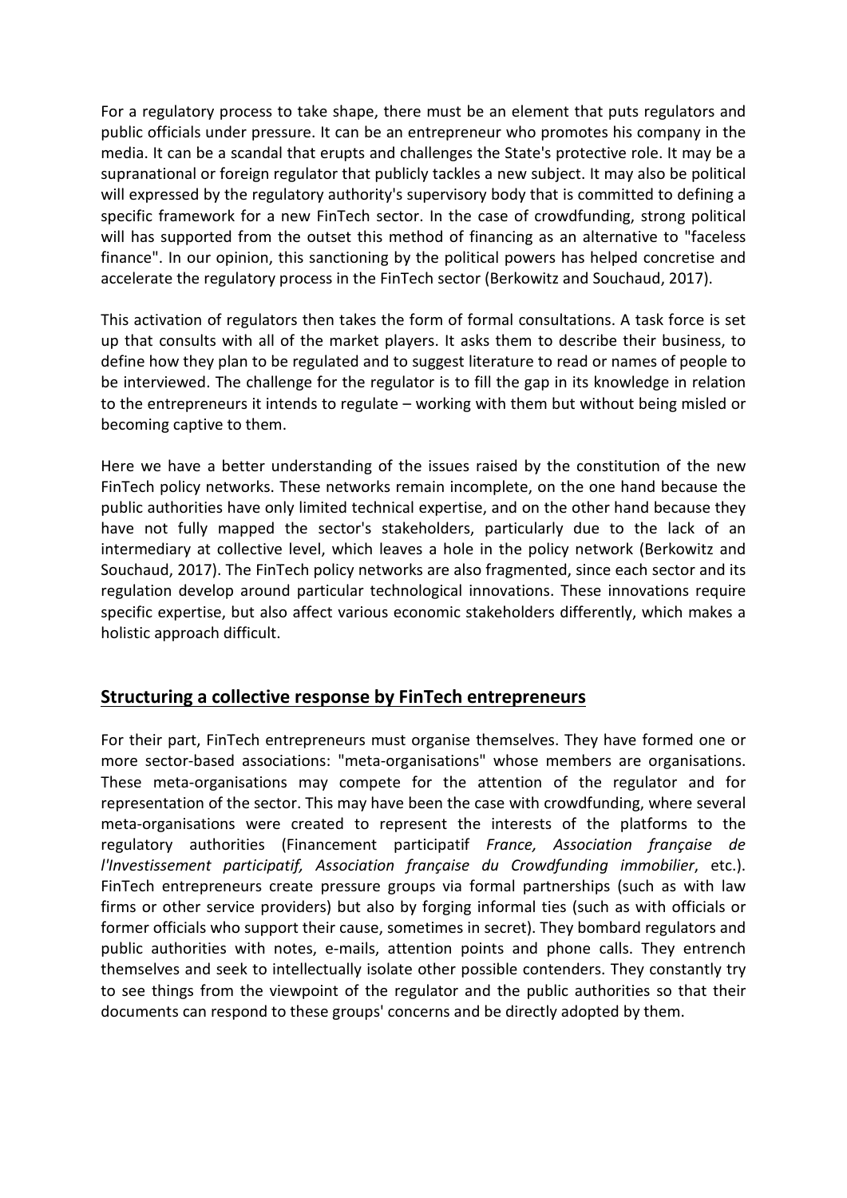For a regulatory process to take shape, there must be an element that puts regulators and public officials under pressure. It can be an entrepreneur who promotes his company in the media. It can be a scandal that erupts and challenges the State's protective role. It may be a supranational or foreign regulator that publicly tackles a new subject. It may also be political will expressed by the regulatory authority's supervisory body that is committed to defining a specific framework for a new FinTech sector. In the case of crowdfunding, strong political will has supported from the outset this method of financing as an alternative to "faceless finance". In our opinion, this sanctioning by the political powers has helped concretise and accelerate the regulatory process in the FinTech sector (Berkowitz and Souchaud, 2017).

This activation of regulators then takes the form of formal consultations. A task force is set up that consults with all of the market players. It asks them to describe their business, to define how they plan to be regulated and to suggest literature to read or names of people to be interviewed. The challenge for the regulator is to fill the gap in its knowledge in relation to the entrepreneurs it intends to regulate – working with them but without being misled or becoming captive to them.

Here we have a better understanding of the issues raised by the constitution of the new FinTech policy networks. These networks remain incomplete, on the one hand because the public authorities have only limited technical expertise, and on the other hand because they have not fully mapped the sector's stakeholders, particularly due to the lack of an intermediary at collective level, which leaves a hole in the policy network (Berkowitz and Souchaud, 2017). The FinTech policy networks are also fragmented, since each sector and its regulation develop around particular technological innovations. These innovations require specific expertise, but also affect various economic stakeholders differently, which makes a holistic approach difficult.

## Structuring a collective response by FinTech entrepreneurs

For their part, FinTech entrepreneurs must organise themselves. They have formed one or more sector-based associations: "meta-organisations" whose members are organisations. These meta-organisations may compete for the attention of the regulator and for representation of the sector. This may have been the case with crowdfunding, where several meta-organisations were created to represent the interests of the platforms to the regulatory authorities (Financement participatif *France, Association française de l'Investissement participatif, Association française du Crowdfunding immobilier*, etc.). FinTech entrepreneurs create pressure groups via formal partnerships (such as with law firms or other service providers) but also by forging informal ties (such as with officials or former officials who support their cause, sometimes in secret). They bombard regulators and public authorities with notes, e-mails, attention points and phone calls. They entrench themselves and seek to intellectually isolate other possible contenders. They constantly try to see things from the viewpoint of the regulator and the public authorities so that their documents can respond to these groups' concerns and be directly adopted by them.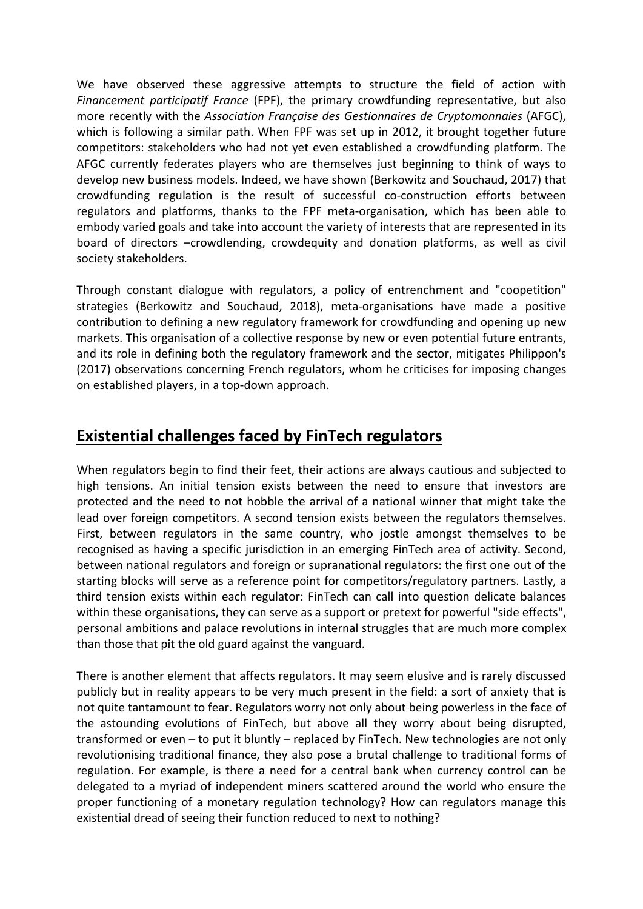We have observed these aggressive attempts to structure the field of action with *Financement participatif France* (FPF), the primary crowdfunding representative, but also more recently with the *Association Française des Gestionnaires de Cryptomonnaies* (AFGC), which is following a similar path. When FPF was set up in 2012, it brought together future competitors: stakeholders who had not yet even established a crowdfunding platform. The AFGC currently federates players who are themselves just beginning to think of ways to develop new business models. Indeed, we have shown (Berkowitz and Souchaud, 2017) that crowdfunding regulation is the result of successful co-construction efforts between regulators and platforms, thanks to the FPF meta-organisation, which has been able to embody varied goals and take into account the variety of interests that are represented in its board of directors –crowdlending, crowdequity and donation platforms, as well as civil society stakeholders.

Through constant dialogue with regulators, a policy of entrenchment and "coopetition" strategies (Berkowitz and Souchaud, 2018), meta-organisations have made a positive contribution to defining a new regulatory framework for crowdfunding and opening up new markets. This organisation of a collective response by new or even potential future entrants, and its role in defining both the regulatory framework and the sector, mitigates Philippon's (2017) observations concerning French regulators, whom he criticises for imposing changes on established players, in a top-down approach.

## Existential challenges faced by FinTech regulators

When regulators begin to find their feet, their actions are always cautious and subjected to high tensions. An initial tension exists between the need to ensure that investors are protected and the need to not hobble the arrival of a national winner that might take the lead over foreign competitors. A second tension exists between the regulators themselves. First, between regulators in the same country, who jostle amongst themselves to be recognised as having a specific jurisdiction in an emerging FinTech area of activity. Second, between national regulators and foreign or supranational regulators: the first one out of the starting blocks will serve as a reference point for competitors/regulatory partners. Lastly, a third tension exists within each regulator: FinTech can call into question delicate balances within these organisations, they can serve as a support or pretext for powerful "side effects", personal ambitions and palace revolutions in internal struggles that are much more complex than those that pit the old guard against the vanguard.

There is another element that affects regulators. It may seem elusive and is rarely discussed publicly but in reality appears to be very much present in the field: a sort of anxiety that is not quite tantamount to fear. Regulators worry not only about being powerless in the face of the astounding evolutions of FinTech, but above all they worry about being disrupted, transformed or even – to put it bluntly – replaced by FinTech. New technologies are not only revolutionising traditional finance, they also pose a brutal challenge to traditional forms of regulation. For example, is there a need for a central bank when currency control can be delegated to a myriad of independent miners scattered around the world who ensure the proper functioning of a monetary regulation technology? How can regulators manage this existential dread of seeing their function reduced to next to nothing?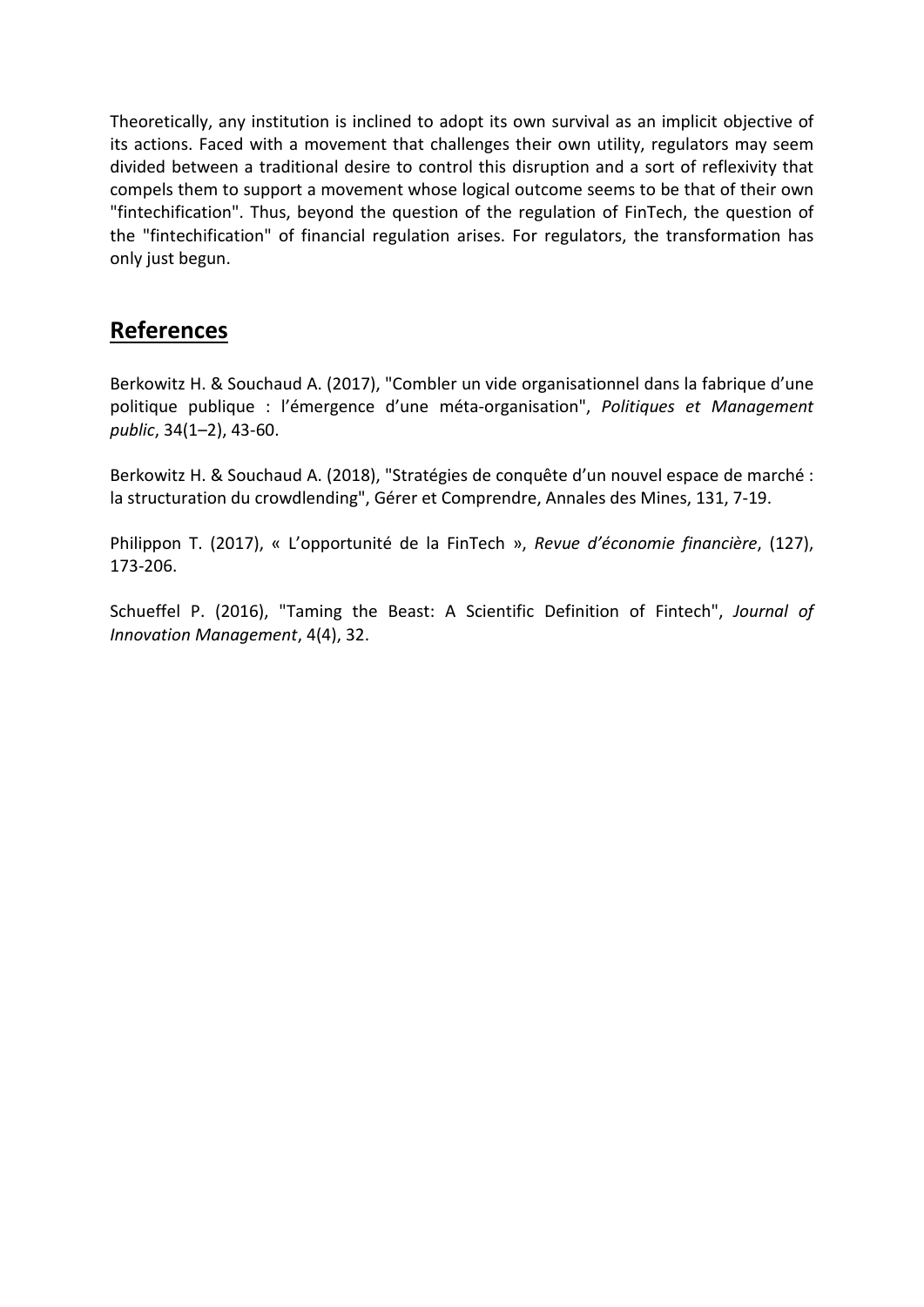Theoretically, any institution is inclined to adopt its own survival as an implicit objective of its actions. Faced with a movement that challenges their own utility, regulators may seem divided between a traditional desire to control this disruption and a sort of reflexivity that compels them to support a movement whose logical outcome seems to be that of their own "fintechification". Thus, beyond the question of the regulation of FinTech, the question of the "fintechification" of financial regulation arises. For regulators, the transformation has only just begun.

## References

Berkowitz H. & Souchaud A. (2017), "Combler un vide organisationnel dans la fabrique d'une politique publique : l'émergence d'une méta-organisation", *Politiques et Management public*, 34(1–2), 43-60.

Berkowitz H. & Souchaud A. (2018), "Stratégies de conquête d'un nouvel espace de marché : la structuration du crowdlending", Gérer et Comprendre, Annales des Mines, 131, 7-19.

Philippon T. (2017), « L'opportunité de la FinTech », *Revue d'économie financière*, (127), 173-206.

Schueffel P. (2016), "Taming the Beast: A Scientific Definition of Fintech", *Journal of Innovation Management*, 4(4), 32.